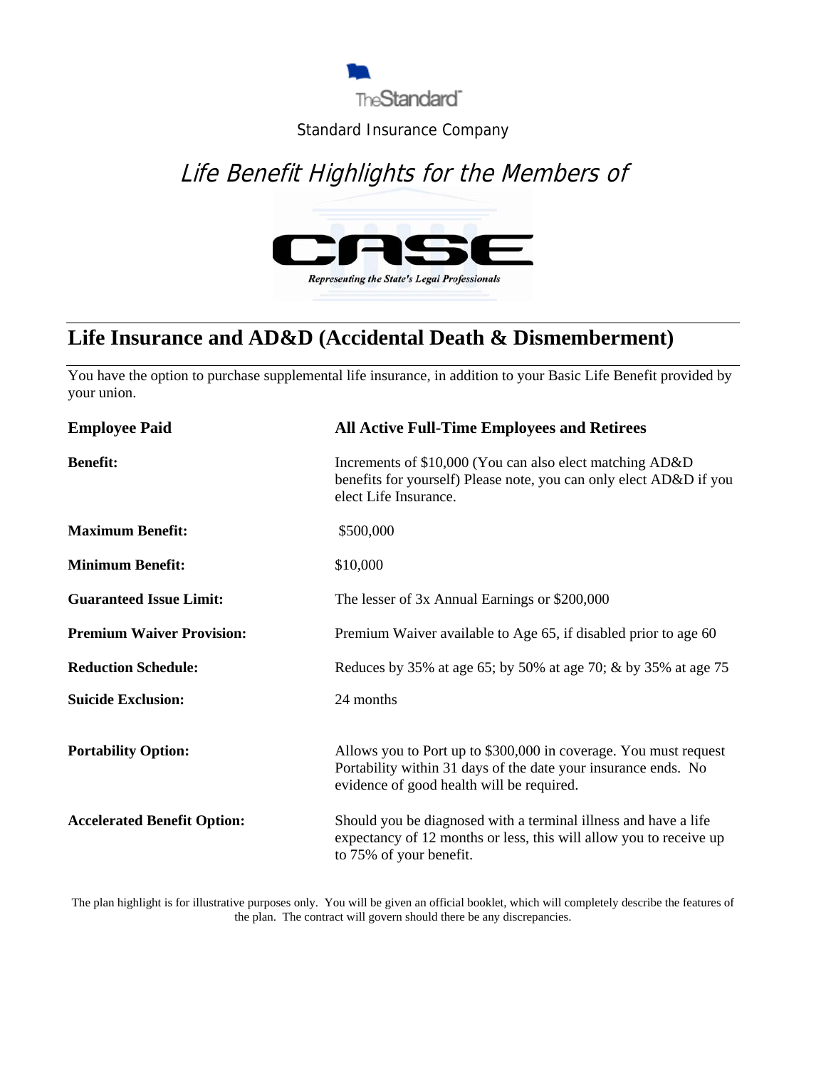TheStandard

Standard Insurance Company

*Life Benefit Highlights for the Members of*

CASE

*Representing the State's Legal Professionals*

## Life Insurance and AD&D (Accidental Death & Dismemberment)

You have the option to purchase supplemental life insurance, in addition to your Basic Life Benefit provided by your union.

| **Employee Paid** | **All Active Full-Time Employees and Retirees** |
|---|---|
| **Benefit:** | Increments of $10,000 (You can also elect matching AD&D benefits for yourself) Please note, you can only elect AD&D if you elect Life Insurance. |
| **Maximum Benefit:** | $500,000 |
| **Minimum Benefit:** | $10,000 |
| **Guaranteed Issue Limit:** | The lesser of 3x Annual Earnings or $200,000 |
| **Premium Waiver Provision:** | Premium Waiver available to Age 65, if disabled prior to age 60 |
| **Reduction Schedule:** | Reduces by 35% at age 65; by 50% at age 70; & by 35% at age 75 |
| **Suicide Exclusion:** | 24 months |
| **Portability Option:** | Allows you to Port up to $300,000 in coverage. You must request Portability within 31 days of the date your insurance ends. No evidence of good health will be required. |
| **Accelerated Benefit Option:** | Should you be diagnosed with a terminal illness and have a life expectancy of 12 months or less, this will allow you to receive up to 75% of your benefit. |

The plan highlight is for illustrative purposes only. You will be given an official booklet, which will completely describe the features of the plan. The contract will govern should there be any discrepancies.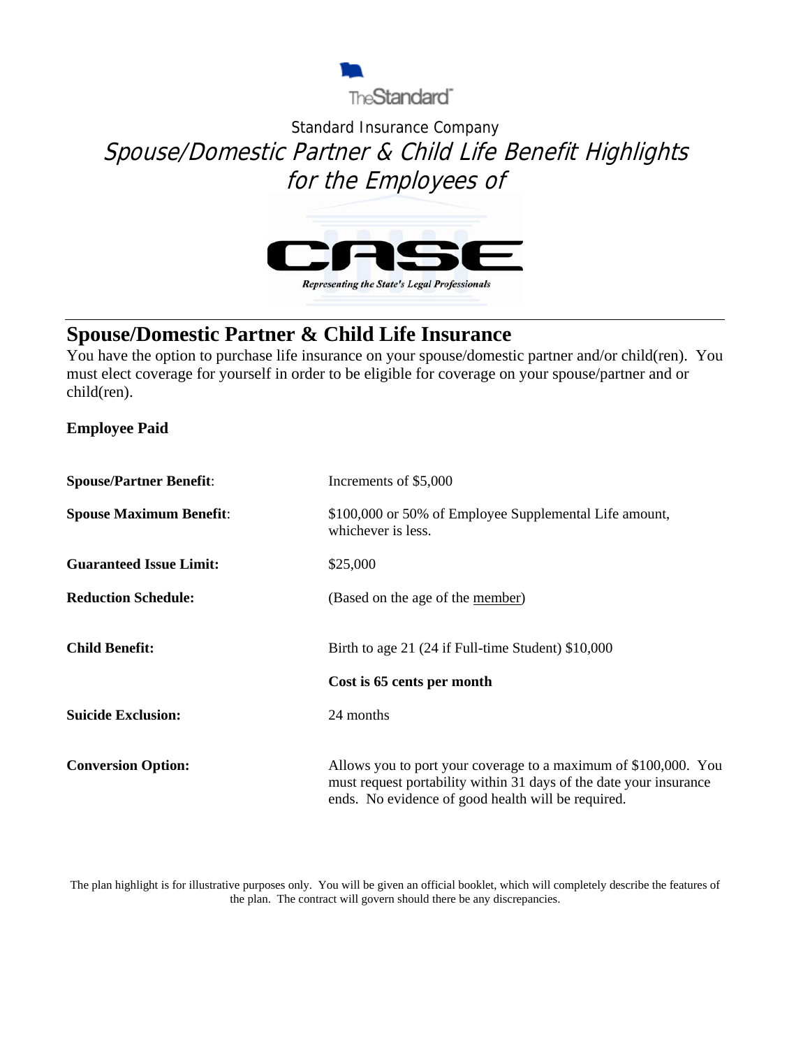Standard Insurance Company

# *Spouse/Domestic Partner & Child Life Benefit Highlights for the Employees of*

CASE

*Representing the State's Legal Professionals*

---

## Spouse/Domestic Partner & Child Life Insurance

You have the option to purchase life insurance on your spouse/domestic partner and/or child(ren). You must elect coverage for yourself in order to be eligible for coverage on your spouse/partner and or child(ren).

**Employee Paid**

| | |
|---|---|
| **Spouse/Partner Benefit**: | Increments of $5,000 |
| **Spouse Maximum Benefit**: | $100,000 or 50% of Employee Supplemental Life amount, whichever is less. |
| **Guaranteed Issue Limit:** | $25,000 |
| **Reduction Schedule:** | (Based on the age of the member) |
| **Child Benefit:** | Birth to age 21 (24 if Full-time Student) $10,000 |
| | **Cost is 65 cents per month** |
| **Suicide Exclusion:** | 24 months |
| **Conversion Option:** | Allows you to port your coverage to a maximum of $100,000. You must request portability within 31 days of the date your insurance ends. No evidence of good health will be required. |

The plan highlight is for illustrative purposes only. You will be given an official booklet, which will completely describe the features of the plan. The contract will govern should there be any discrepancies.